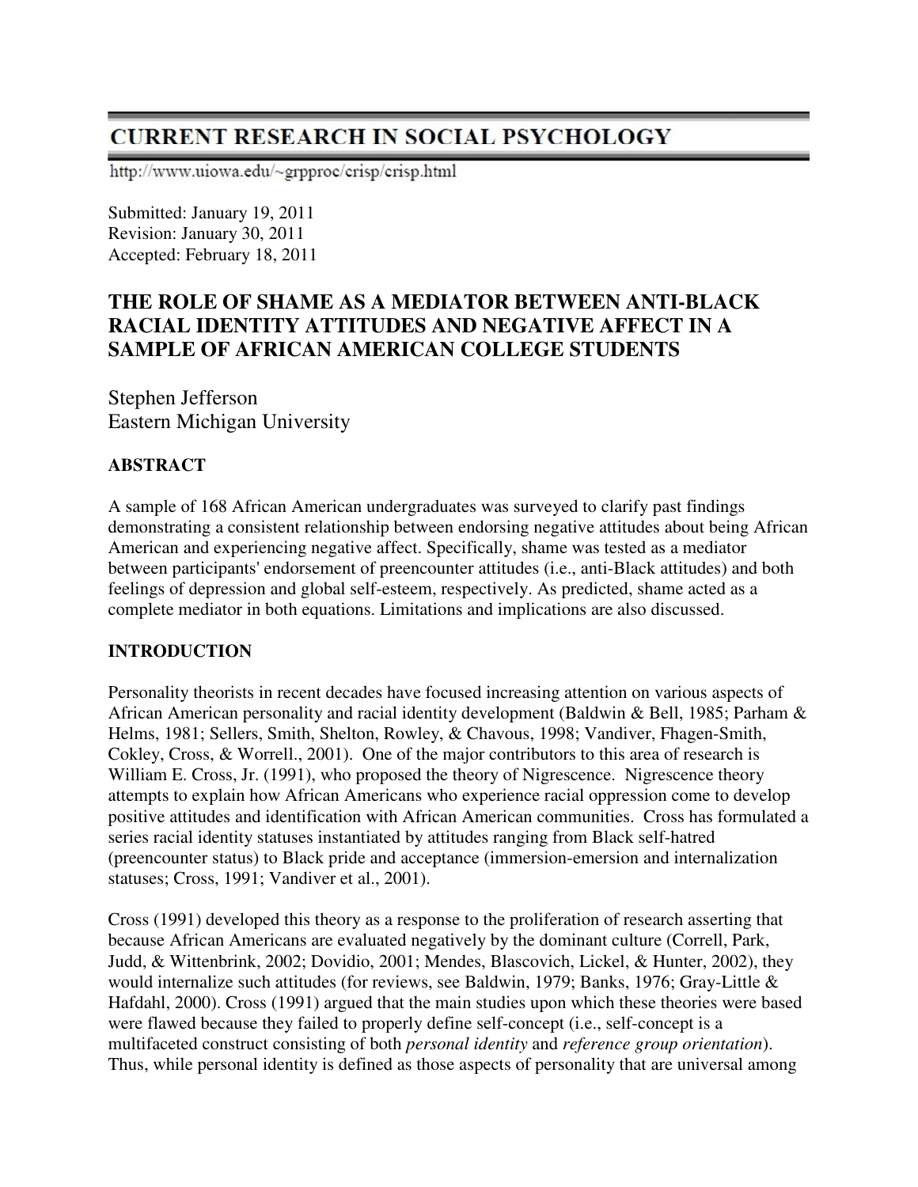# CURRENT RESEARCH IN SOCIAL PSYCHOLOGY

http://www.uiowa.edu/~grpproc/crisp/crisp.html

Submitted: January 19, 2011
Revision: January 30, 2011
Accepted: February 18, 2011

## THE ROLE OF SHAME AS A MEDIATOR BETWEEN ANTI-BLACK RACIAL IDENTITY ATTITUDES AND NEGATIVE AFFECT IN A SAMPLE OF AFRICAN AMERICAN COLLEGE STUDENTS

Stephen Jefferson
Eastern Michigan University

### ABSTRACT

A sample of 168 African American undergraduates was surveyed to clarify past findings demonstrating a consistent relationship between endorsing negative attitudes about being African American and experiencing negative affect. Specifically, shame was tested as a mediator between participants' endorsement of preencounter attitudes (i.e., anti-Black attitudes) and both feelings of depression and global self-esteem, respectively. As predicted, shame acted as a complete mediator in both equations. Limitations and implications are also discussed.

### INTRODUCTION

Personality theorists in recent decades have focused increasing attention on various aspects of African American personality and racial identity development (Baldwin & Bell, 1985; Parham & Helms, 1981; Sellers, Smith, Shelton, Rowley, & Chavous, 1998; Vandiver, Fhagen-Smith, Cokley, Cross, & Worrell., 2001). One of the major contributors to this area of research is William E. Cross, Jr. (1991), who proposed the theory of Nigrescence. Nigrescence theory attempts to explain how African Americans who experience racial oppression come to develop positive attitudes and identification with African American communities. Cross has formulated a series racial identity statuses instantiated by attitudes ranging from Black self-hatred (preencounter status) to Black pride and acceptance (immersion-emersion and internalization statuses; Cross, 1991; Vandiver et al., 2001).

Cross (1991) developed this theory as a response to the proliferation of research asserting that because African Americans are evaluated negatively by the dominant culture (Correll, Park, Judd, & Wittenbrink, 2002; Dovidio, 2001; Mendes, Blascovich, Lickel, & Hunter, 2002), they would internalize such attitudes (for reviews, see Baldwin, 1979; Banks, 1976; Gray-Little & Hafdahl, 2000). Cross (1991) argued that the main studies upon which these theories were based were flawed because they failed to properly define self-concept (i.e., self-concept is a multifaceted construct consisting of both *personal identity* and *reference group orientation*). Thus, while personal identity is defined as those aspects of personality that are universal among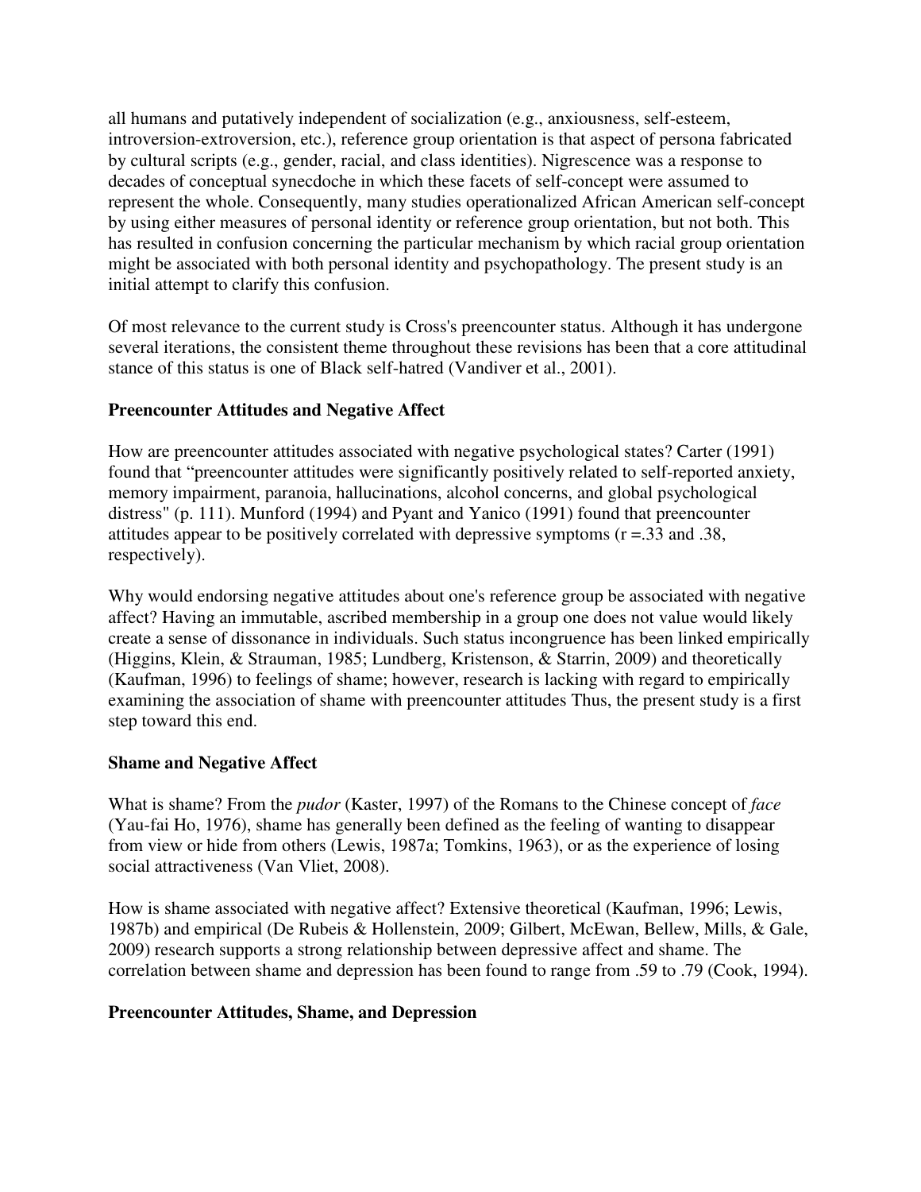all humans and putatively independent of socialization (e.g., anxiousness, self-esteem, introversion-extroversion, etc.), reference group orientation is that aspect of persona fabricated by cultural scripts (e.g., gender, racial, and class identities). Nigrescence was a response to decades of conceptual synecdoche in which these facets of self-concept were assumed to represent the whole. Consequently, many studies operationalized African American self-concept by using either measures of personal identity or reference group orientation, but not both. This has resulted in confusion concerning the particular mechanism by which racial group orientation might be associated with both personal identity and psychopathology. The present study is an initial attempt to clarify this confusion.

Of most relevance to the current study is Cross's preencounter status. Although it has undergone several iterations, the consistent theme throughout these revisions has been that a core attitudinal stance of this status is one of Black self-hatred (Vandiver et al., 2001).

**Preencounter Attitudes and Negative Affect**

How are preencounter attitudes associated with negative psychological states? Carter (1991) found that "preencounter attitudes were significantly positively related to self-reported anxiety, memory impairment, paranoia, hallucinations, alcohol concerns, and global psychological distress" (p. 111). Munford (1994) and Pyant and Yanico (1991) found that preencounter attitudes appear to be positively correlated with depressive symptoms ($r$ =.33 and .38, respectively).

Why would endorsing negative attitudes about one's reference group be associated with negative affect? Having an immutable, ascribed membership in a group one does not value would likely create a sense of dissonance in individuals. Such status incongruence has been linked empirically (Higgins, Klein, & Strauman, 1985; Lundberg, Kristenson, & Starrin, 2009) and theoretically (Kaufman, 1996) to feelings of shame; however, research is lacking with regard to empirically examining the association of shame with preencounter attitudes Thus, the present study is a first step toward this end.

**Shame and Negative Affect**

What is shame? From the *pudor* (Kaster, 1997) of the Romans to the Chinese concept of *face* (Yau-fai Ho, 1976), shame has generally been defined as the feeling of wanting to disappear from view or hide from others (Lewis, 1987a; Tomkins, 1963), or as the experience of losing social attractiveness (Van Vliet, 2008).

How is shame associated with negative affect? Extensive theoretical (Kaufman, 1996; Lewis, 1987b) and empirical (De Rubeis & Hollenstein, 2009; Gilbert, McEwan, Bellew, Mills, & Gale, 2009) research supports a strong relationship between depressive affect and shame. The correlation between shame and depression has been found to range from .59 to .79 (Cook, 1994).

**Preencounter Attitudes, Shame, and Depression**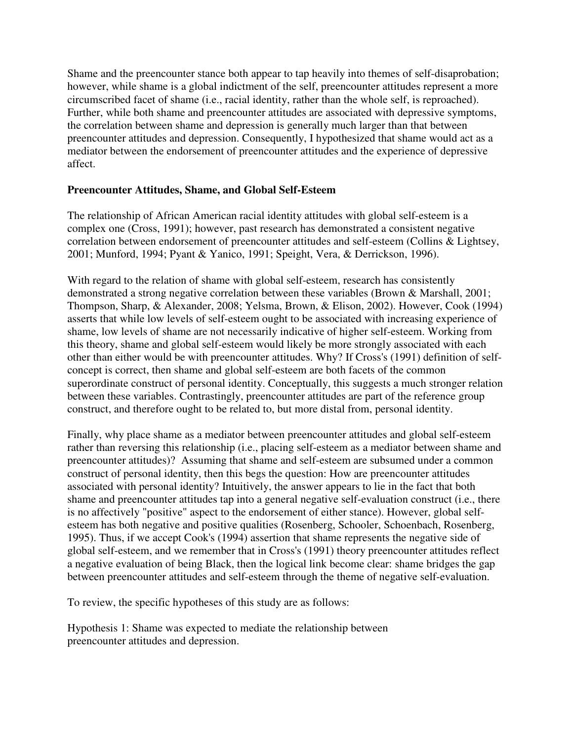Shame and the preencounter stance both appear to tap heavily into themes of self-disaprobation; however, while shame is a global indictment of the self, preencounter attitudes represent a more circumscribed facet of shame (i.e., racial identity, rather than the whole self, is reproached). Further, while both shame and preencounter attitudes are associated with depressive symptoms, the correlation between shame and depression is generally much larger than that between preencounter attitudes and depression. Consequently, I hypothesized that shame would act as a mediator between the endorsement of preencounter attitudes and the experience of depressive affect.

### Preencounter Attitudes, Shame, and Global Self-Esteem

The relationship of African American racial identity attitudes with global self-esteem is a complex one (Cross, 1991); however, past research has demonstrated a consistent negative correlation between endorsement of preencounter attitudes and self-esteem (Collins & Lightsey, 2001; Munford, 1994; Pyant & Yanico, 1991; Speight, Vera, & Derrickson, 1996).

With regard to the relation of shame with global self-esteem, research has consistently demonstrated a strong negative correlation between these variables (Brown & Marshall, 2001; Thompson, Sharp, & Alexander, 2008; Yelsma, Brown, & Elison, 2002). However, Cook (1994) asserts that while low levels of self-esteem ought to be associated with increasing experience of shame, low levels of shame are not necessarily indicative of higher self-esteem. Working from this theory, shame and global self-esteem would likely be more strongly associated with each other than either would be with preencounter attitudes. Why? If Cross's (1991) definition of self-concept is correct, then shame and global self-esteem are both facets of the common superordinate construct of personal identity. Conceptually, this suggests a much stronger relation between these variables. Contrastingly, preencounter attitudes are part of the reference group construct, and therefore ought to be related to, but more distal from, personal identity.

Finally, why place shame as a mediator between preencounter attitudes and global self-esteem rather than reversing this relationship (i.e., placing self-esteem as a mediator between shame and preencounter attitudes)? Assuming that shame and self-esteem are subsumed under a common construct of personal identity, then this begs the question: How are preencounter attitudes associated with personal identity? Intuitively, the answer appears to lie in the fact that both shame and preencounter attitudes tap into a general negative self-evaluation construct (i.e., there is no affectively "positive" aspect to the endorsement of either stance). However, global self-esteem has both negative and positive qualities (Rosenberg, Schooler, Schoenbach, Rosenberg, 1995). Thus, if we accept Cook's (1994) assertion that shame represents the negative side of global self-esteem, and we remember that in Cross's (1991) theory preencounter attitudes reflect a negative evaluation of being Black, then the logical link become clear: shame bridges the gap between preencounter attitudes and self-esteem through the theme of negative self-evaluation.

To review, the specific hypotheses of this study are as follows:

Hypothesis 1: Shame was expected to mediate the relationship between preencounter attitudes and depression.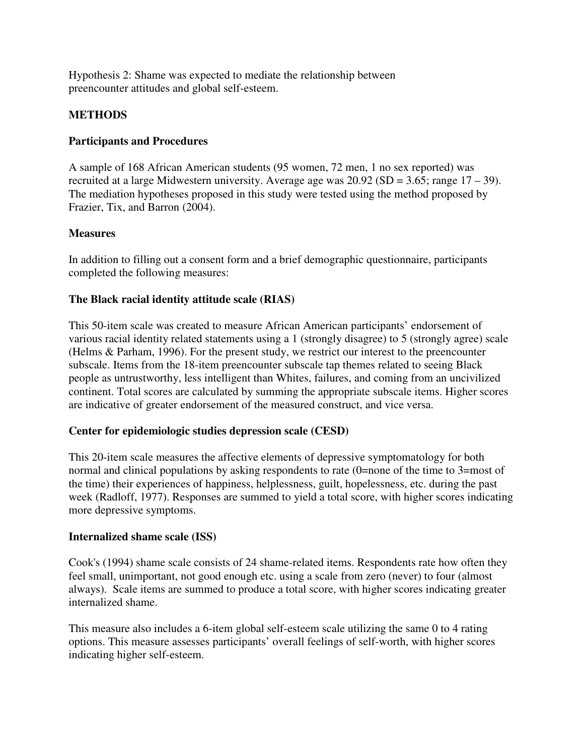Hypothesis 2: Shame was expected to mediate the relationship between preencounter attitudes and global self-esteem.

## METHODS

### Participants and Procedures

A sample of 168 African American students (95 women, 72 men, 1 no sex reported) was recruited at a large Midwestern university. Average age was 20.92 (SD = 3.65; range 17 – 39). The mediation hypotheses proposed in this study were tested using the method proposed by Frazier, Tix, and Barron (2004).

### Measures

In addition to filling out a consent form and a brief demographic questionnaire, participants completed the following measures:

### The Black racial identity attitude scale (RIAS)

This 50-item scale was created to measure African American participants' endorsement of various racial identity related statements using a 1 (strongly disagree) to 5 (strongly agree) scale (Helms & Parham, 1996). For the present study, we restrict our interest to the preencounter subscale. Items from the 18-item preencounter subscale tap themes related to seeing Black people as untrustworthy, less intelligent than Whites, failures, and coming from an uncivilized continent. Total scores are calculated by summing the appropriate subscale items. Higher scores are indicative of greater endorsement of the measured construct, and vice versa.

### Center for epidemiologic studies depression scale (CESD)

This 20-item scale measures the affective elements of depressive symptomatology for both normal and clinical populations by asking respondents to rate (0=none of the time to 3=most of the time) their experiences of happiness, helplessness, guilt, hopelessness, etc. during the past week (Radloff, 1977). Responses are summed to yield a total score, with higher scores indicating more depressive symptoms.

### Internalized shame scale (ISS)

Cook's (1994) shame scale consists of 24 shame-related items. Respondents rate how often they feel small, unimportant, not good enough etc. using a scale from zero (never) to four (almost always). Scale items are summed to produce a total score, with higher scores indicating greater internalized shame.

This measure also includes a 6-item global self-esteem scale utilizing the same 0 to 4 rating options. This measure assesses participants' overall feelings of self-worth, with higher scores indicating higher self-esteem.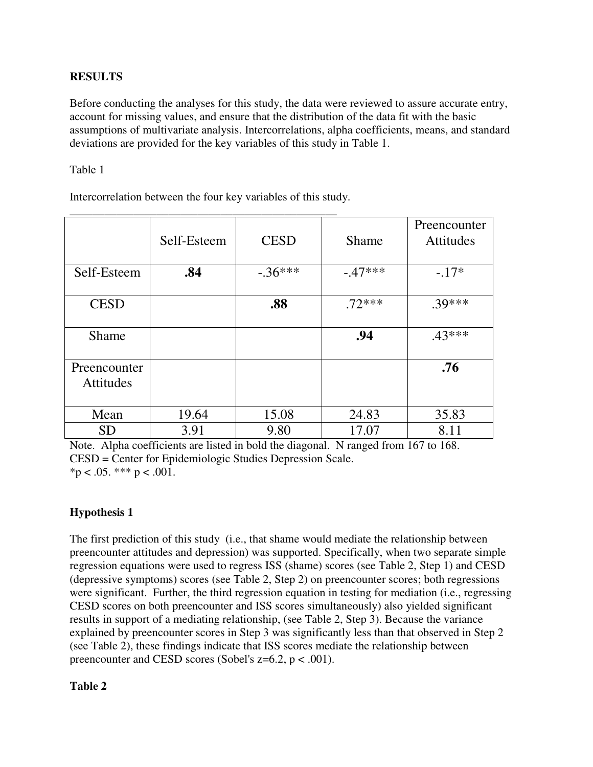## RESULTS

Before conducting the analyses for this study, the data were reviewed to assure accurate entry, account for missing values, and ensure that the distribution of the data fit with the basic assumptions of multivariate analysis. Intercorrelations, alpha coefficients, means, and standard deviations are provided for the key variables of this study in Table 1.

Table 1

Intercorrelation between the four key variables of this study.

| | Self-Esteem | CESD | Shame | Preencounter Attitudes |
|---|---|---|---|---|
| Self-Esteem | **.84** | -.36*** | -.47*** | -.17* |
| CESD | | **.88** | .72*** | .39*** |
| Shame | | | **.94** | .43*** |
| Preencounter Attitudes | | | | **.76** |
| Mean | 19.64 | 15.08 | 24.83 | 35.83 |
| SD | 3.91 | 9.80 | 17.07 | 8.11 |

Note. Alpha coefficients are listed in bold the diagonal. N ranged from 167 to 168.
CESD = Center for Epidemiologic Studies Depression Scale.
*$p < .05$. *** $p < .001$.

### Hypothesis 1

The first prediction of this study (i.e., that shame would mediate the relationship between preencounter attitudes and depression) was supported. Specifically, when two separate simple regression equations were used to regress ISS (shame) scores (see Table 2, Step 1) and CESD (depressive symptoms) scores (see Table 2, Step 2) on preencounter scores; both regressions were significant. Further, the third regression equation in testing for mediation (i.e., regressing CESD scores on both preencounter and ISS scores simultaneously) also yielded significant results in support of a mediating relationship, (see Table 2, Step 3). Because the variance explained by preencounter scores in Step 3 was significantly less than that observed in Step 2 (see Table 2), these findings indicate that ISS scores mediate the relationship between preencounter and CESD scores (Sobel's $z=6.2$, $p < .001$).

**Table 2**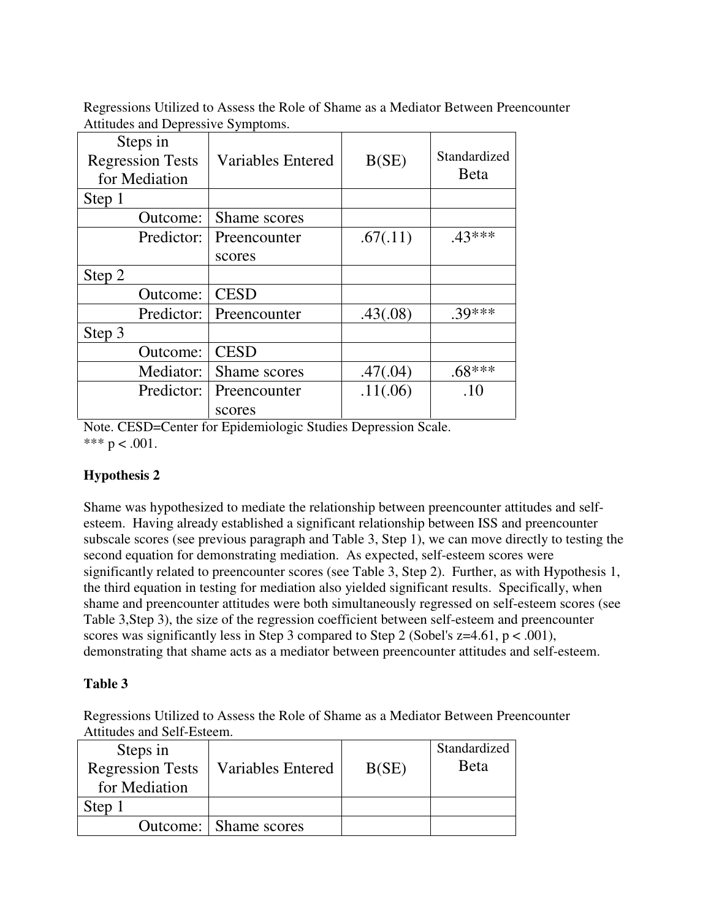Regressions Utilized to Assess the Role of Shame as a Mediator Between Preencounter Attitudes and Depressive Symptoms.

| Steps in Regression Tests for Mediation | Variables Entered | B(SE) | Standardized Beta |
|---|---|---|---|
| Step 1 | | | |
| Outcome: | Shame scores | | |
| Predictor: | Preencounter scores | .67(.11) | .43*** |
| Step 2 | | | |
| Outcome: | CESD | | |
| Predictor: | Preencounter | .43(.08) | .39*** |
| Step 3 | | | |
| Outcome: | CESD | | |
| Mediator: | Shame scores | .47(.04) | .68*** |
| Predictor: | Preencounter scores | .11(.06) | .10 |

Note. CESD=Center for Epidemiologic Studies Depression Scale.
*** $p < .001$.

**Hypothesis 2**

Shame was hypothesized to mediate the relationship between preencounter attitudes and self-esteem. Having already established a significant relationship between ISS and preencounter subscale scores (see previous paragraph and Table 3, Step 1), we can move directly to testing the second equation for demonstrating mediation. As expected, self-esteem scores were significantly related to preencounter scores (see Table 3, Step 2). Further, as with Hypothesis 1, the third equation in testing for mediation also yielded significant results. Specifically, when shame and preencounter attitudes were both simultaneously regressed on self-esteem scores (see Table 3,Step 3), the size of the regression coefficient between self-esteem and preencounter scores was significantly less in Step 3 compared to Step 2 (Sobel's $z=4.61$, $p < .001$), demonstrating that shame acts as a mediator between preencounter attitudes and self-esteem.

**Table 3**

Regressions Utilized to Assess the Role of Shame as a Mediator Between Preencounter Attitudes and Self-Esteem.

| Steps in Regression Tests for Mediation | Variables Entered | B(SE) | Standardized Beta |
|---|---|---|---|
| Step 1 | | | |
| Outcome: | Shame scores | | |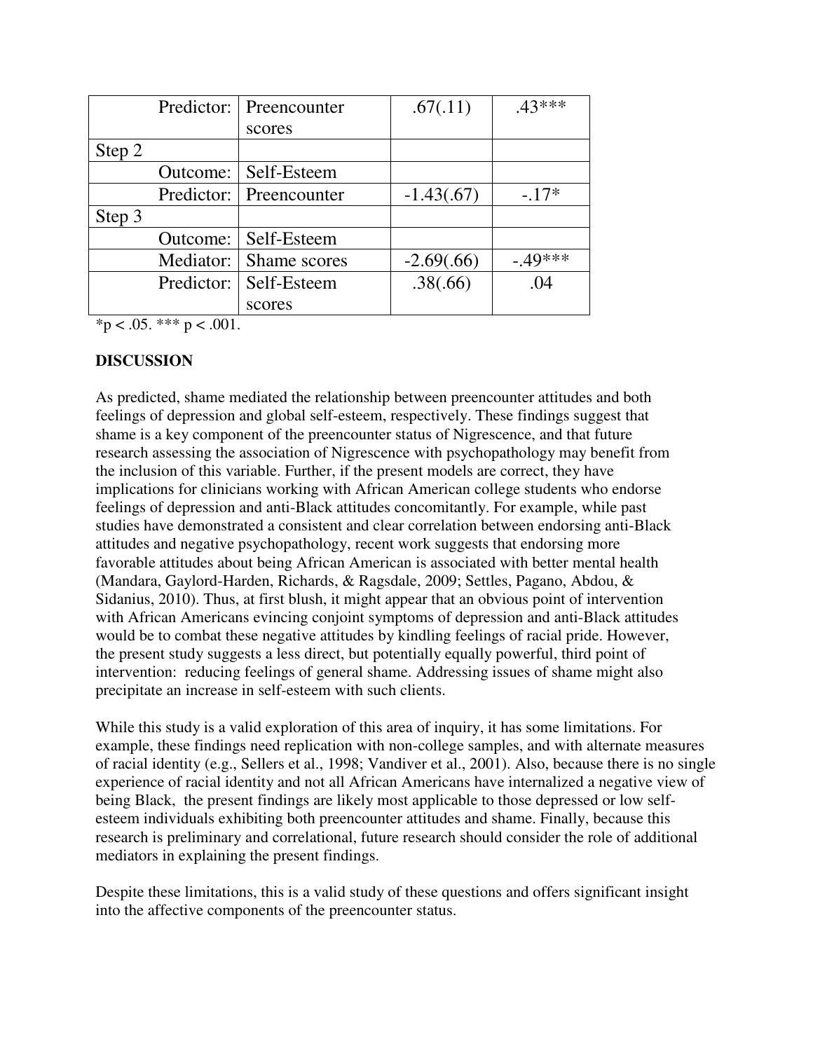| | | | |
|---|---|---|---|
| Predictor: | Preencounter scores | .67(.11) | .43*** |
| Step 2 | | | |
| Outcome: | Self-Esteem | | |
| Predictor: | Preencounter | -1.43(.67) | -.17* |
| Step 3 | | | |
| Outcome: | Self-Esteem | | |
| Mediator: | Shame scores | -2.69(.66) | -.49*** |
| Predictor: | Self-Esteem scores | .38(.66) | .04 |

*p < .05. *** p < .001.

**DISCUSSION**

As predicted, shame mediated the relationship between preencounter attitudes and both feelings of depression and global self-esteem, respectively. These findings suggest that shame is a key component of the preencounter status of Nigrescence, and that future research assessing the association of Nigrescence with psychopathology may benefit from the inclusion of this variable. Further, if the present models are correct, they have implications for clinicians working with African American college students who endorse feelings of depression and anti-Black attitudes concomitantly. For example, while past studies have demonstrated a consistent and clear correlation between endorsing anti-Black attitudes and negative psychopathology, recent work suggests that endorsing more favorable attitudes about being African American is associated with better mental health (Mandara, Gaylord-Harden, Richards, & Ragsdale, 2009; Settles, Pagano, Abdou, & Sidanius, 2010). Thus, at first blush, it might appear that an obvious point of intervention with African Americans evincing conjoint symptoms of depression and anti-Black attitudes would be to combat these negative attitudes by kindling feelings of racial pride. However, the present study suggests a less direct, but potentially equally powerful, third point of intervention: reducing feelings of general shame. Addressing issues of shame might also precipitate an increase in self-esteem with such clients.

While this study is a valid exploration of this area of inquiry, it has some limitations. For example, these findings need replication with non-college samples, and with alternate measures of racial identity (e.g., Sellers et al., 1998; Vandiver et al., 2001). Also, because there is no single experience of racial identity and not all African Americans have internalized a negative view of being Black, the present findings are likely most applicable to those depressed or low self-esteem individuals exhibiting both preencounter attitudes and shame. Finally, because this research is preliminary and correlational, future research should consider the role of additional mediators in explaining the present findings.

Despite these limitations, this is a valid study of these questions and offers significant insight into the affective components of the preencounter status.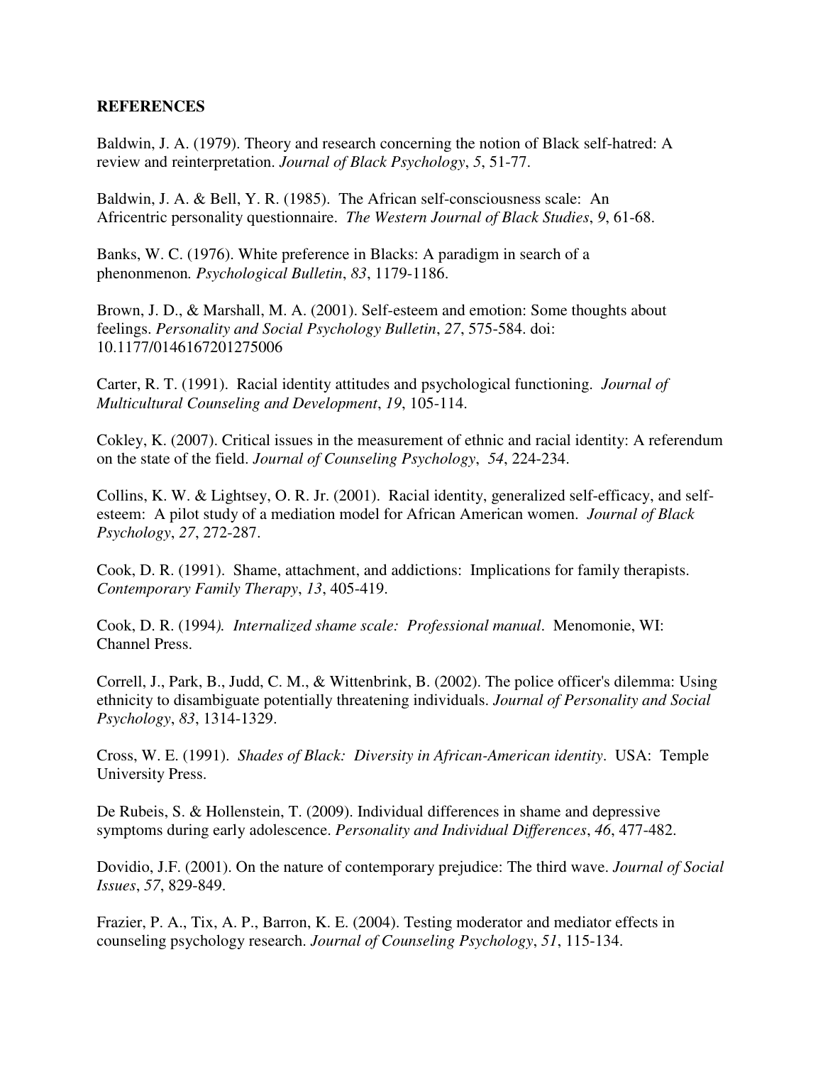**REFERENCES**

Baldwin, J. A. (1979). Theory and research concerning the notion of Black self-hatred: A review and reinterpretation. *Journal of Black Psychology*, *5*, 51-77.

Baldwin, J. A. & Bell, Y. R. (1985). The African self-consciousness scale: An Africentric personality questionnaire. *The Western Journal of Black Studies*, *9*, 61-68.

Banks, W. C. (1976). White preference in Blacks: A paradigm in search of a phenonmenon. *Psychological Bulletin*, *83*, 1179-1186.

Brown, J. D., & Marshall, M. A. (2001). Self-esteem and emotion: Some thoughts about feelings. *Personality and Social Psychology Bulletin*, *27*, 575-584. doi: 10.1177/0146167201275006

Carter, R. T. (1991). Racial identity attitudes and psychological functioning. *Journal of Multicultural Counseling and Development*, *19*, 105-114.

Cokley, K. (2007). Critical issues in the measurement of ethnic and racial identity: A referendum on the state of the field. *Journal of Counseling Psychology*, *54*, 224-234.

Collins, K. W. & Lightsey, O. R. Jr. (2001). Racial identity, generalized self-efficacy, and self-esteem: A pilot study of a mediation model for African American women. *Journal of Black Psychology*, *27*, 272-287.

Cook, D. R. (1991). Shame, attachment, and addictions: Implications for family therapists. *Contemporary Family Therapy*, *13*, 405-419.

Cook, D. R. (1994). *Internalized shame scale: Professional manual*. Menomonie, WI: Channel Press.

Correll, J., Park, B., Judd, C. M., & Wittenbrink, B. (2002). The police officer's dilemma: Using ethnicity to disambiguate potentially threatening individuals. *Journal of Personality and Social Psychology*, *83*, 1314-1329.

Cross, W. E. (1991). *Shades of Black: Diversity in African-American identity*. USA: Temple University Press.

De Rubeis, S. & Hollenstein, T. (2009). Individual differences in shame and depressive symptoms during early adolescence. *Personality and Individual Differences*, *46*, 477-482.

Dovidio, J.F. (2001). On the nature of contemporary prejudice: The third wave. *Journal of Social Issues*, *57*, 829-849.

Frazier, P. A., Tix, A. P., Barron, K. E. (2004). Testing moderator and mediator effects in counseling psychology research. *Journal of Counseling Psychology*, *51*, 115-134.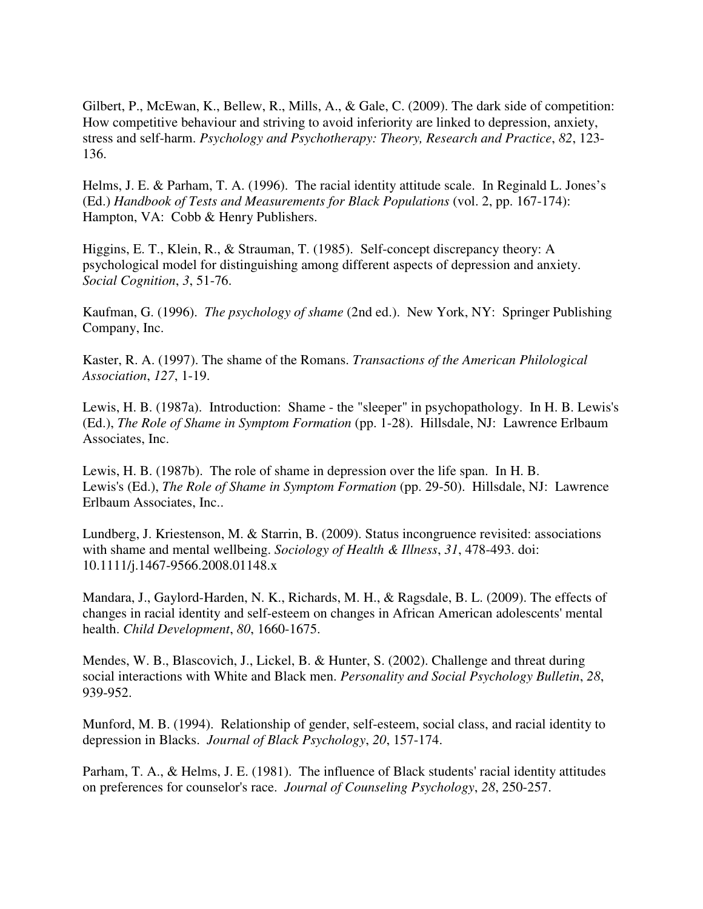Gilbert, P., McEwan, K., Bellew, R., Mills, A., & Gale, C. (2009). The dark side of competition: How competitive behaviour and striving to avoid inferiority are linked to depression, anxiety, stress and self-harm. *Psychology and Psychotherapy: Theory, Research and Practice*, *82*, 123-136.

Helms, J. E. & Parham, T. A. (1996). The racial identity attitude scale. In Reginald L. Jones's (Ed.) *Handbook of Tests and Measurements for Black Populations* (vol. 2, pp. 167-174): Hampton, VA: Cobb & Henry Publishers.

Higgins, E. T., Klein, R., & Strauman, T. (1985). Self-concept discrepancy theory: A psychological model for distinguishing among different aspects of depression and anxiety. *Social Cognition*, *3*, 51-76.

Kaufman, G. (1996). *The psychology of shame* (2nd ed.). New York, NY: Springer Publishing Company, Inc.

Kaster, R. A. (1997). The shame of the Romans. *Transactions of the American Philological Association*, *127*, 1-19.

Lewis, H. B. (1987a). Introduction: Shame - the "sleeper" in psychopathology. In H. B. Lewis's (Ed.), *The Role of Shame in Symptom Formation* (pp. 1-28). Hillsdale, NJ: Lawrence Erlbaum Associates, Inc.

Lewis, H. B. (1987b). The role of shame in depression over the life span. In H. B. Lewis's (Ed.), *The Role of Shame in Symptom Formation* (pp. 29-50). Hillsdale, NJ: Lawrence Erlbaum Associates, Inc..

Lundberg, J. Kriestenson, M. & Starrin, B. (2009). Status incongruence revisited: associations with shame and mental wellbeing. *Sociology of Health & Illness*, *31*, 478-493. doi: 10.1111/j.1467-9566.2008.01148.x

Mandara, J., Gaylord-Harden, N. K., Richards, M. H., & Ragsdale, B. L. (2009). The effects of changes in racial identity and self-esteem on changes in African American adolescents' mental health. *Child Development*, *80*, 1660-1675.

Mendes, W. B., Blascovich, J., Lickel, B. & Hunter, S. (2002). Challenge and threat during social interactions with White and Black men. *Personality and Social Psychology Bulletin*, *28*, 939-952.

Munford, M. B. (1994). Relationship of gender, self-esteem, social class, and racial identity to depression in Blacks. *Journal of Black Psychology*, *20*, 157-174.

Parham, T. A., & Helms, J. E. (1981). The influence of Black students' racial identity attitudes on preferences for counselor's race. *Journal of Counseling Psychology*, *28*, 250-257.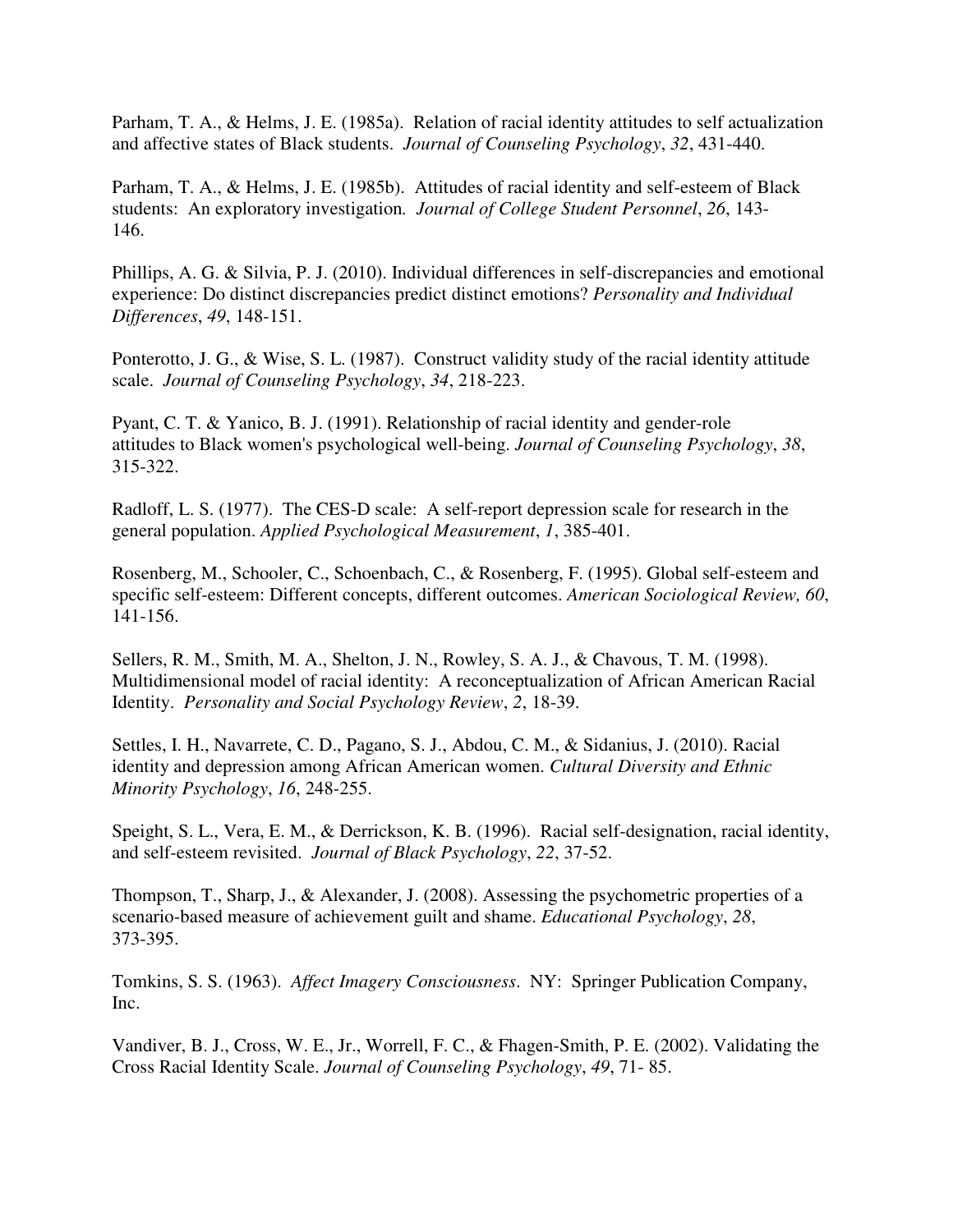Parham, T. A., & Helms, J. E. (1985a). Relation of racial identity attitudes to self actualization and affective states of Black students. *Journal of Counseling Psychology*, *32*, 431-440.

Parham, T. A., & Helms, J. E. (1985b). Attitudes of racial identity and self-esteem of Black students: An exploratory investigation. *Journal of College Student Personnel*, *26*, 143-146.

Phillips, A. G. & Silvia, P. J. (2010). Individual differences in self-discrepancies and emotional experience: Do distinct discrepancies predict distinct emotions? *Personality and Individual Differences*, *49*, 148-151.

Ponterotto, J. G., & Wise, S. L. (1987). Construct validity study of the racial identity attitude scale. *Journal of Counseling Psychology*, *34*, 218-223.

Pyant, C. T. & Yanico, B. J. (1991). Relationship of racial identity and gender-role attitudes to Black women's psychological well-being. *Journal of Counseling Psychology*, *38*, 315-322.

Radloff, L. S. (1977). The CES-D scale: A self-report depression scale for research in the general population. *Applied Psychological Measurement*, *1*, 385-401.

Rosenberg, M., Schooler, C., Schoenbach, C., & Rosenberg, F. (1995). Global self-esteem and specific self-esteem: Different concepts, different outcomes. *American Sociological Review, 60*, 141-156.

Sellers, R. M., Smith, M. A., Shelton, J. N., Rowley, S. A. J., & Chavous, T. M. (1998). Multidimensional model of racial identity: A reconceptualization of African American Racial Identity. *Personality and Social Psychology Review*, *2*, 18-39.

Settles, I. H., Navarrete, C. D., Pagano, S. J., Abdou, C. M., & Sidanius, J. (2010). Racial identity and depression among African American women. *Cultural Diversity and Ethnic Minority Psychology*, *16*, 248-255.

Speight, S. L., Vera, E. M., & Derrickson, K. B. (1996). Racial self-designation, racial identity, and self-esteem revisited. *Journal of Black Psychology*, *22*, 37-52.

Thompson, T., Sharp, J., & Alexander, J. (2008). Assessing the psychometric properties of a scenario-based measure of achievement guilt and shame. *Educational Psychology*, *28*, 373-395.

Tomkins, S. S. (1963). *Affect Imagery Consciousness*. NY: Springer Publication Company, Inc.

Vandiver, B. J., Cross, W. E., Jr., Worrell, F. C., & Fhagen-Smith, P. E. (2002). Validating the Cross Racial Identity Scale. *Journal of Counseling Psychology*, *49*, 71- 85.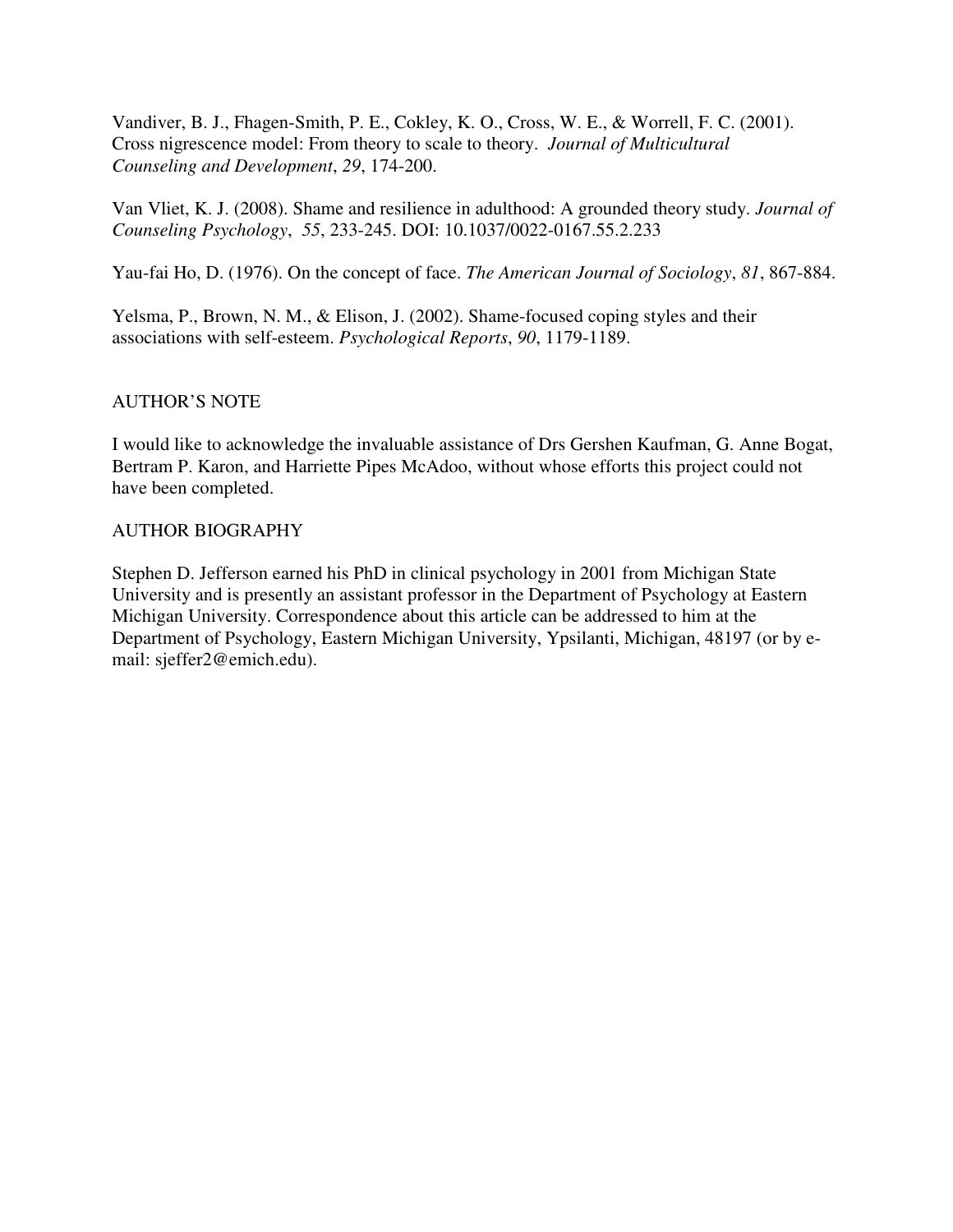Vandiver, B. J., Fhagen-Smith, P. E., Cokley, K. O., Cross, W. E., & Worrell, F. C. (2001). Cross nigrescence model: From theory to scale to theory. *Journal of Multicultural Counseling and Development*, *29*, 174-200.

Van Vliet, K. J. (2008). Shame and resilience in adulthood: A grounded theory study. *Journal of Counseling Psychology*, *55*, 233-245. DOI: 10.1037/0022-0167.55.2.233

Yau-fai Ho, D. (1976). On the concept of face. *The American Journal of Sociology*, *81*, 867-884.

Yelsma, P., Brown, N. M., & Elison, J. (2002). Shame-focused coping styles and their associations with self-esteem. *Psychological Reports*, *90*, 1179-1189.

## AUTHOR'S NOTE

I would like to acknowledge the invaluable assistance of Drs Gershen Kaufman, G. Anne Bogat, Bertram P. Karon, and Harriette Pipes McAdoo, without whose efforts this project could not have been completed.

## AUTHOR BIOGRAPHY

Stephen D. Jefferson earned his PhD in clinical psychology in 2001 from Michigan State University and is presently an assistant professor in the Department of Psychology at Eastern Michigan University. Correspondence about this article can be addressed to him at the Department of Psychology, Eastern Michigan University, Ypsilanti, Michigan, 48197 (or by e-mail: sjeffer2@emich.edu).